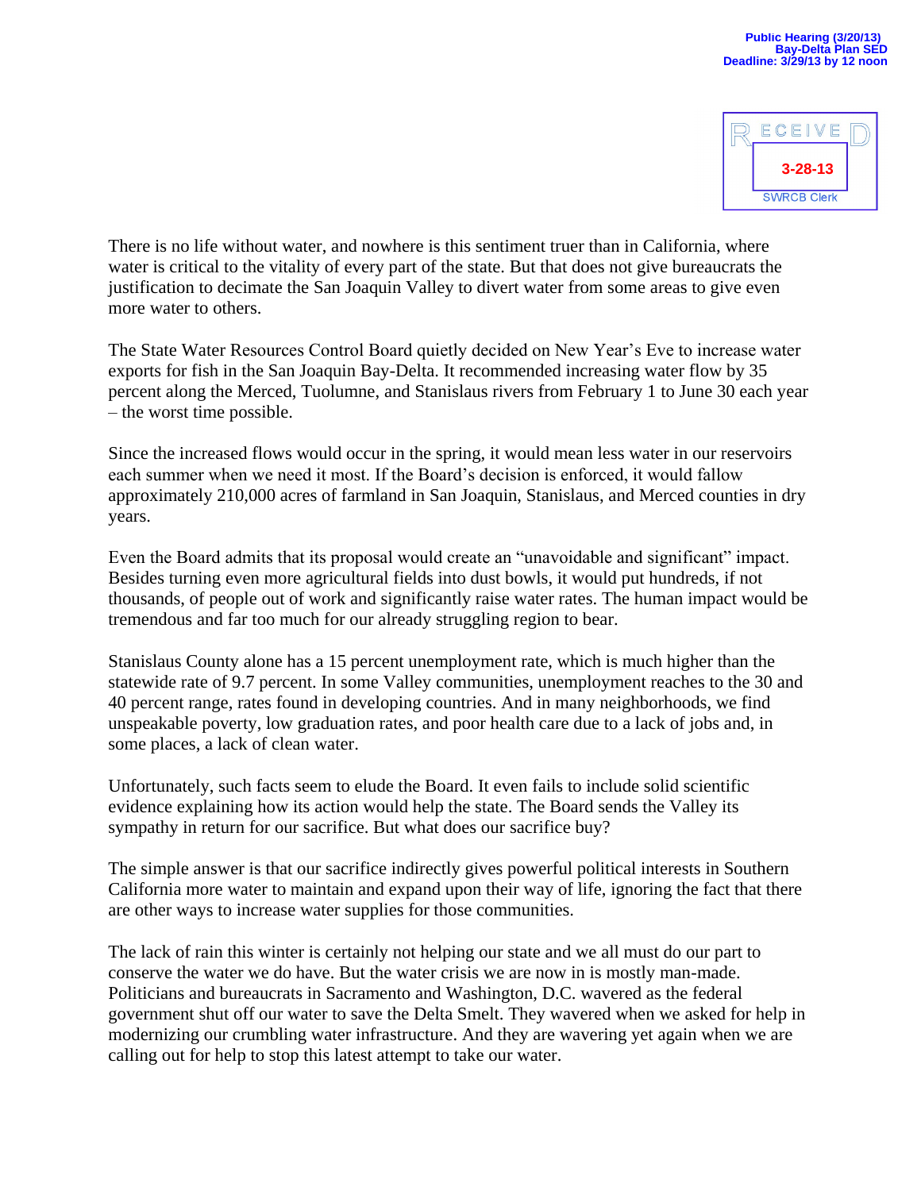Public Hearing (3/20/13)
Bay-Delta Plan SED
Deadline: 3/29/13 by 12 noon

RECEIVED
3-28-13
SWRCB Clerk

There is no life without water, and nowhere is this sentiment truer than in California, where water is critical to the vitality of every part of the state. But that does not give bureaucrats the justification to decimate the San Joaquin Valley to divert water from some areas to give even more water to others.

The State Water Resources Control Board quietly decided on New Year's Eve to increase water exports for fish in the San Joaquin Bay-Delta. It recommended increasing water flow by 35 percent along the Merced, Tuolumne, and Stanislaus rivers from February 1 to June 30 each year – the worst time possible.

Since the increased flows would occur in the spring, it would mean less water in our reservoirs each summer when we need it most. If the Board's decision is enforced, it would fallow approximately 210,000 acres of farmland in San Joaquin, Stanislaus, and Merced counties in dry years.

Even the Board admits that its proposal would create an "unavoidable and significant" impact. Besides turning even more agricultural fields into dust bowls, it would put hundreds, if not thousands, of people out of work and significantly raise water rates. The human impact would be tremendous and far too much for our already struggling region to bear.

Stanislaus County alone has a 15 percent unemployment rate, which is much higher than the statewide rate of 9.7 percent. In some Valley communities, unemployment reaches to the 30 and 40 percent range, rates found in developing countries. And in many neighborhoods, we find unspeakable poverty, low graduation rates, and poor health care due to a lack of jobs and, in some places, a lack of clean water.

Unfortunately, such facts seem to elude the Board. It even fails to include solid scientific evidence explaining how its action would help the state. The Board sends the Valley its sympathy in return for our sacrifice. But what does our sacrifice buy?

The simple answer is that our sacrifice indirectly gives powerful political interests in Southern California more water to maintain and expand upon their way of life, ignoring the fact that there are other ways to increase water supplies for those communities.

The lack of rain this winter is certainly not helping our state and we all must do our part to conserve the water we do have. But the water crisis we are now in is mostly man-made. Politicians and bureaucrats in Sacramento and Washington, D.C. wavered as the federal government shut off our water to save the Delta Smelt. They wavered when we asked for help in modernizing our crumbling water infrastructure. And they are wavering yet again when we are calling out for help to stop this latest attempt to take our water.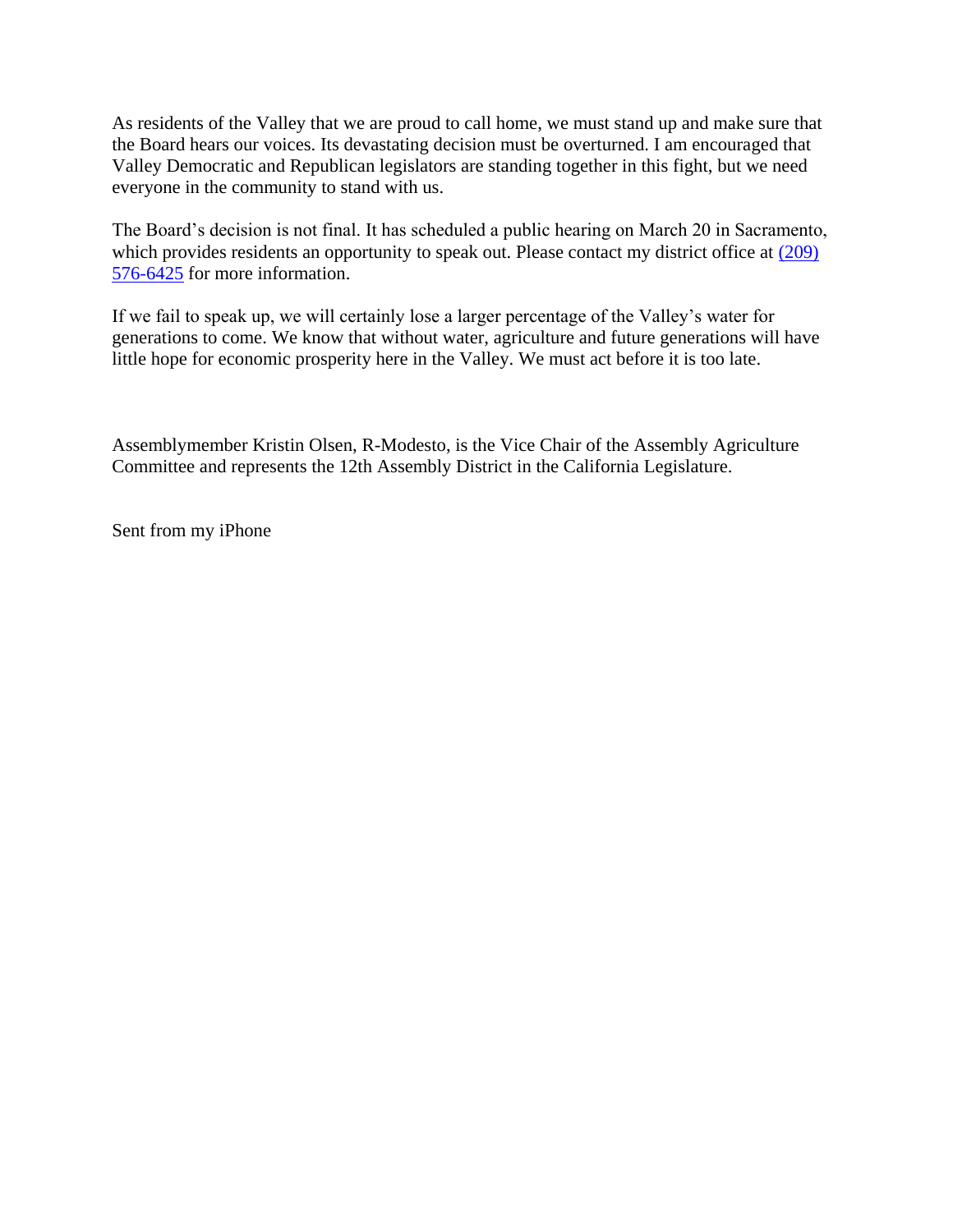As residents of the Valley that we are proud to call home, we must stand up and make sure that the Board hears our voices. Its devastating decision must be overturned. I am encouraged that Valley Democratic and Republican legislators are standing together in this fight, but we need everyone in the community to stand with us.

The Board's decision is not final. It has scheduled a public hearing on March 20 in Sacramento, which provides residents an opportunity to speak out. Please contact my district office at (209) 576-6425 for more information.

If we fail to speak up, we will certainly lose a larger percentage of the Valley's water for generations to come. We know that without water, agriculture and future generations will have little hope for economic prosperity here in the Valley. We must act before it is too late.

Assemblymember Kristin Olsen, R-Modesto, is the Vice Chair of the Assembly Agriculture Committee and represents the 12th Assembly District in the California Legislature.

Sent from my iPhone